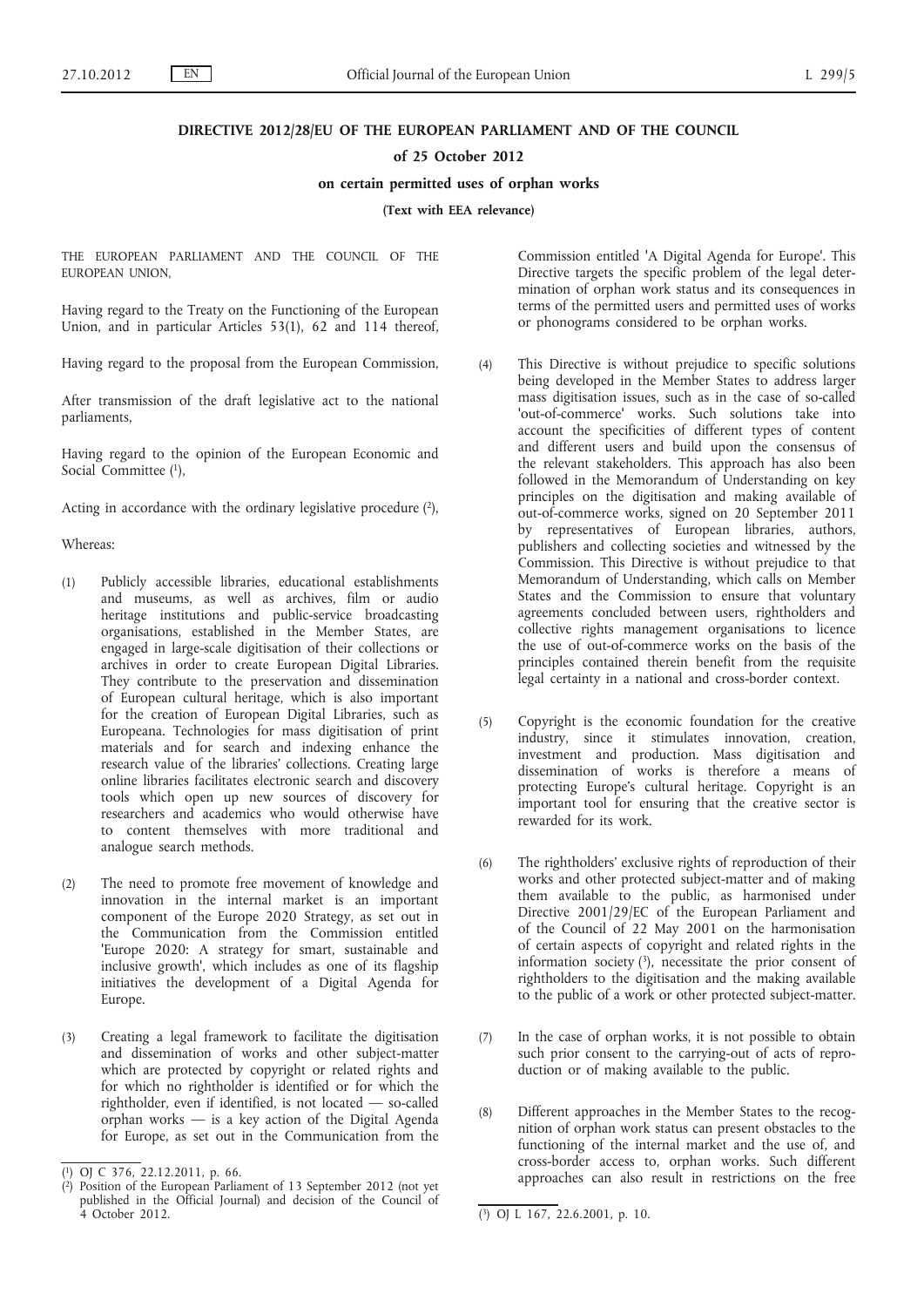# DIRECTIVE 2012/28/EU OF THE EUROPEAN PARLIAMENT AND OF THE COUNCIL

**of 25 October 2012**

**on certain permitted uses of orphan works**

**(Text with EEA relevance)**

THE EUROPEAN PARLIAMENT AND THE COUNCIL OF THE EUROPEAN UNION,

Having regard to the Treaty on the Functioning of the European Union, and in particular Articles 53(1), 62 and 114 thereof,

Having regard to the proposal from the European Commission,

After transmission of the draft legislative act to the national parliaments,

Having regard to the opinion of the European Economic and Social Committee [1],

Acting in accordance with the ordinary legislative procedure [2],

Whereas:

(1) Publicly accessible libraries, educational establishments and museums, as well as archives, film or audio heritage institutions and public-service broadcasting organisations, established in the Member States, are engaged in large-scale digitisation of their collections or archives in order to create European Digital Libraries. They contribute to the preservation and dissemination of European cultural heritage, which is also important for the creation of European Digital Libraries, such as Europeana. Technologies for mass digitisation of print materials and for search and indexing enhance the research value of the libraries' collections. Creating large online libraries facilitates electronic search and discovery tools which open up new sources of discovery for researchers and academics who would otherwise have to content themselves with more traditional and analogue search methods.

(2) The need to promote free movement of knowledge and innovation in the internal market is an important component of the Europe 2020 Strategy, as set out in the Communication from the Commission entitled 'Europe 2020: A strategy for smart, sustainable and inclusive growth', which includes as one of its flagship initiatives the development of a Digital Agenda for Europe.

(3) Creating a legal framework to facilitate the digitisation and dissemination of works and other subject-matter which are protected by copyright or related rights and for which no rightholder is identified or for which the rightholder, even if identified, is not located — so-called orphan works — is a key action of the Digital Agenda for Europe, as set out in the Communication from the Commission entitled 'A Digital Agenda for Europe'. This Directive targets the specific problem of the legal determination of orphan work status and its consequences in terms of the permitted users and permitted uses of works or phonograms considered to be orphan works.

(4) This Directive is without prejudice to specific solutions being developed in the Member States to address larger mass digitisation issues, such as in the case of so-called 'out-of-commerce' works. Such solutions take into account the specificities of different types of content and different users and build upon the consensus of the relevant stakeholders. This approach has also been followed in the Memorandum of Understanding on key principles on the digitisation and making available of out-of-commerce works, signed on 20 September 2011 by representatives of European libraries, authors, publishers and collecting societies and witnessed by the Commission. This Directive is without prejudice to that Memorandum of Understanding, which calls on Member States and the Commission to ensure that voluntary agreements concluded between users, rightholders and collective rights management organisations to licence the use of out-of-commerce works on the basis of the principles contained therein benefit from the requisite legal certainty in a national and cross-border context.

(5) Copyright is the economic foundation for the creative industry, since it stimulates innovation, creation, investment and production. Mass digitisation and dissemination of works is therefore a means of protecting Europe's cultural heritage. Copyright is an important tool for ensuring that the creative sector is rewarded for its work.

(6) The rightholders' exclusive rights of reproduction of their works and other protected subject-matter and of making them available to the public, as harmonised under Directive 2001/29/EC of the European Parliament and of the Council of 22 May 2001 on the harmonisation of certain aspects of copyright and related rights in the information society [3], necessitate the prior consent of rightholders to the digitisation and the making available to the public of a work or other protected subject-matter.

(7) In the case of orphan works, it is not possible to obtain such prior consent to the carrying-out of acts of reproduction or of making available to the public.

(8) Different approaches in the Member States to the recognition of orphan work status can present obstacles to the functioning of the internal market and the use of, and cross-border access to, orphan works. Such different approaches can also result in restrictions on the free

---

[1] OJ C 376, 22.12.2011, p. 66.

[2] Position of the European Parliament of 13 September 2012 (not yet published in the Official Journal) and decision of the Council of 4 October 2012.

[3] OJ L 167, 22.6.2001, p. 10.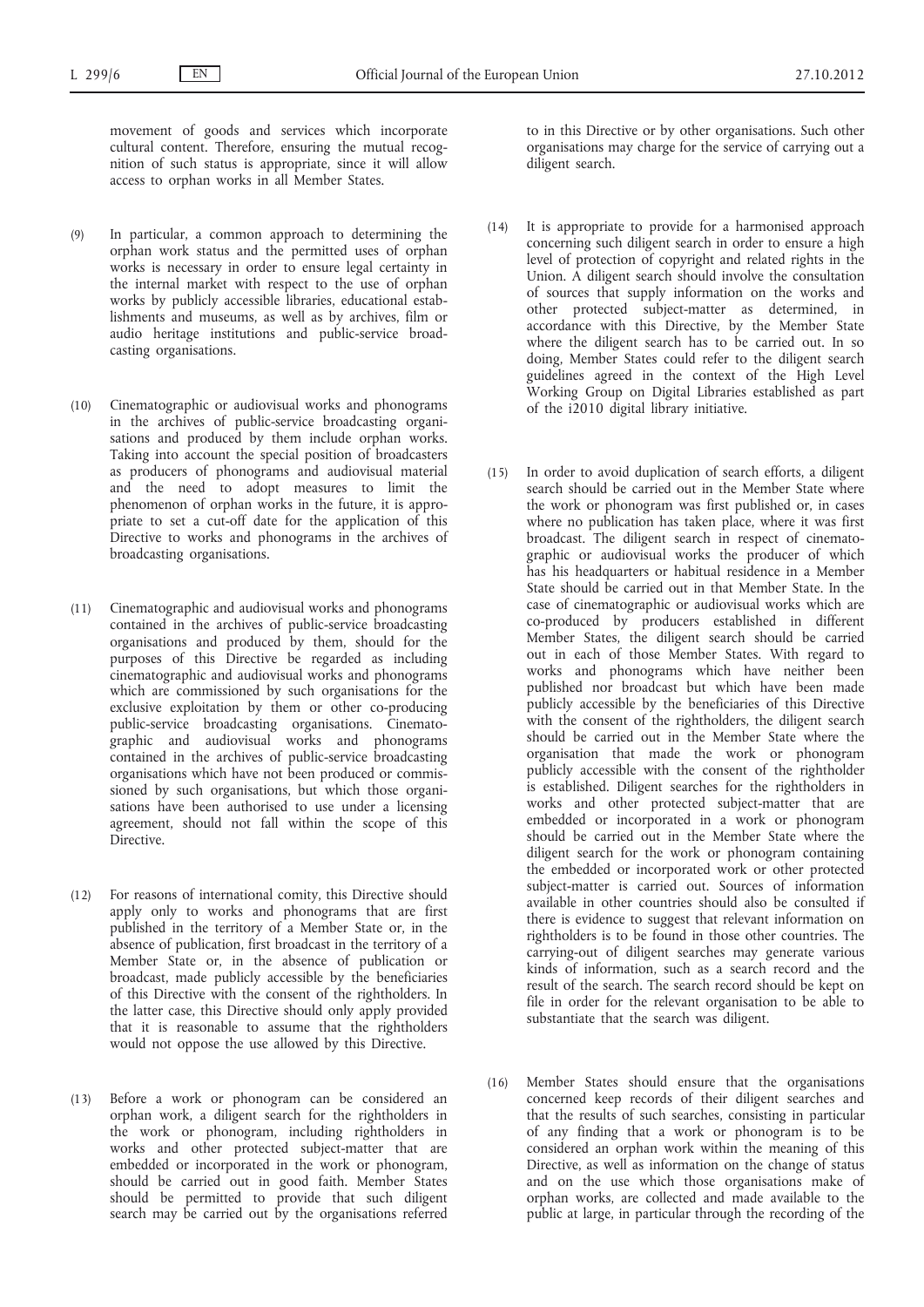movement of goods and services which incorporate cultural content. Therefore, ensuring the mutual recognition of such status is appropriate, since it will allow access to orphan works in all Member States.

(9) In particular, a common approach to determining the orphan work status and the permitted uses of orphan works is necessary in order to ensure legal certainty in the internal market with respect to the use of orphan works by publicly accessible libraries, educational establishments and museums, as well as by archives, film or audio heritage institutions and public-service broadcasting organisations.

(10) Cinematographic or audiovisual works and phonograms in the archives of public-service broadcasting organisations and produced by them include orphan works. Taking into account the special position of broadcasters as producers of phonograms and audiovisual material and the need to adopt measures to limit the phenomenon of orphan works in the future, it is appropriate to set a cut-off date for the application of this Directive to works and phonograms in the archives of broadcasting organisations.

(11) Cinematographic and audiovisual works and phonograms contained in the archives of public-service broadcasting organisations and produced by them, should for the purposes of this Directive be regarded as including cinematographic and audiovisual works and phonograms which are commissioned by such organisations for the exclusive exploitation by them or other co-producing public-service broadcasting organisations. Cinematographic and audiovisual works and phonograms contained in the archives of public-service broadcasting organisations which have not been produced or commissioned by such organisations, but which those organisations have been authorised to use under a licensing agreement, should not fall within the scope of this Directive.

(12) For reasons of international comity, this Directive should apply only to works and phonograms that are first published in the territory of a Member State or, in the absence of publication, first broadcast in the territory of a Member State or, in the absence of publication or broadcast, made publicly accessible by the beneficiaries of this Directive with the consent of the rightholders. In the latter case, this Directive should only apply provided that it is reasonable to assume that the rightholders would not oppose the use allowed by this Directive.

(13) Before a work or phonogram can be considered an orphan work, a diligent search for the rightholders in the work or phonogram, including rightholders in works and other protected subject-matter that are embedded or incorporated in the work or phonogram, should be carried out in good faith. Member States should be permitted to provide that such diligent search may be carried out by the organisations referred to in this Directive or by other organisations. Such other organisations may charge for the service of carrying out a diligent search.

(14) It is appropriate to provide for a harmonised approach concerning such diligent search in order to ensure a high level of protection of copyright and related rights in the Union. A diligent search should involve the consultation of sources that supply information on the works and other protected subject-matter as determined, in accordance with this Directive, by the Member State where the diligent search has to be carried out. In so doing, Member States could refer to the diligent search guidelines agreed in the context of the High Level Working Group on Digital Libraries established as part of the i2010 digital library initiative.

(15) In order to avoid duplication of search efforts, a diligent search should be carried out in the Member State where the work or phonogram was first published or, in cases where no publication has taken place, where it was first broadcast. The diligent search in respect of cinematographic or audiovisual works the producer of which has his headquarters or habitual residence in a Member State should be carried out in that Member State. In the case of cinematographic or audiovisual works which are co-produced by producers established in different Member States, the diligent search should be carried out in each of those Member States. With regard to works and phonograms which have neither been published nor broadcast but which have been made publicly accessible by the beneficiaries of this Directive with the consent of the rightholders, the diligent search should be carried out in the Member State where the organisation that made the work or phonogram publicly accessible with the consent of the rightholder is established. Diligent searches for the rightholders in works and other protected subject-matter that are embedded or incorporated in a work or phonogram should be carried out in the Member State where the diligent search for the work or phonogram containing the embedded or incorporated work or other protected subject-matter is carried out. Sources of information available in other countries should also be consulted if there is evidence to suggest that relevant information on rightholders is to be found in those other countries. The carrying-out of diligent searches may generate various kinds of information, such as a search record and the result of the search. The search record should be kept on file in order for the relevant organisation to be able to substantiate that the search was diligent.

(16) Member States should ensure that the organisations concerned keep records of their diligent searches and that the results of such searches, consisting in particular of any finding that a work or phonogram is to be considered an orphan work within the meaning of this Directive, as well as information on the change of status and on the use which those organisations make of orphan works, are collected and made available to the public at large, in particular through the recording of the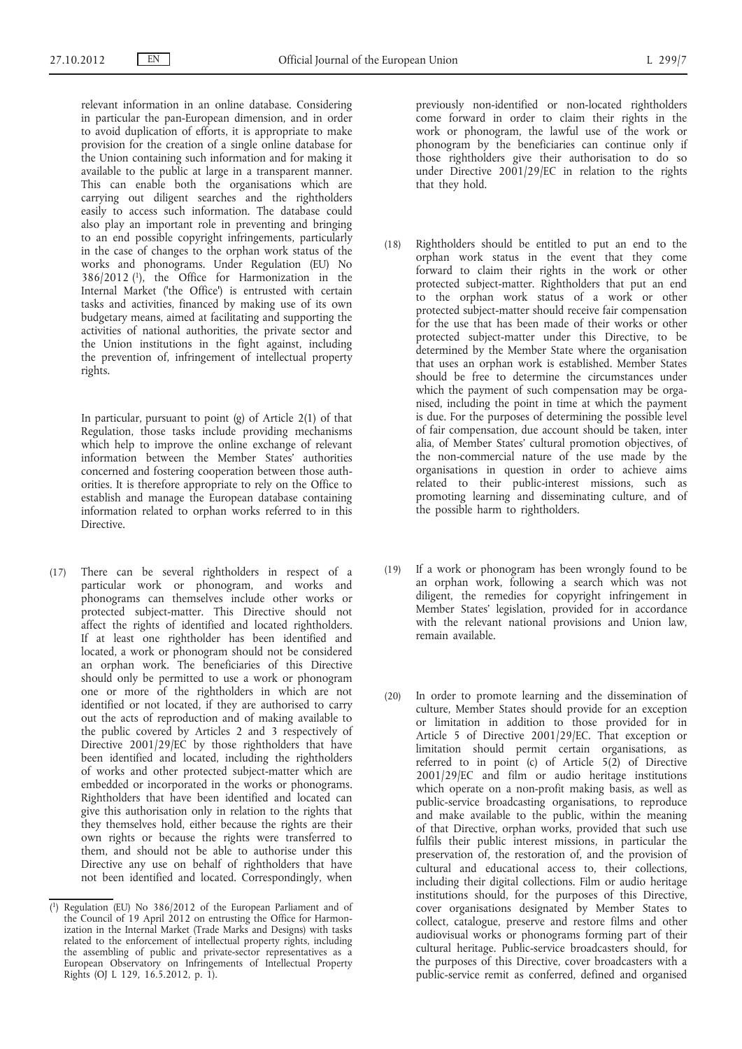relevant information in an online database. Considering in particular the pan-European dimension, and in order to avoid duplication of efforts, it is appropriate to make provision for the creation of a single online database for the Union containing such information and for making it available to the public at large in a transparent manner. This can enable both the organisations which are carrying out diligent searches and the rightholders easily to access such information. The database could also play an important role in preventing and bringing to an end possible copyright infringements, particularly in the case of changes to the orphan work status of the works and phonograms. Under Regulation (EU) No 386/2012 [1], the Office for Harmonization in the Internal Market ('the Office') is entrusted with certain tasks and activities, financed by making use of its own budgetary means, aimed at facilitating and supporting the activities of national authorities, the private sector and the Union institutions in the fight against, including the prevention of, infringement of intellectual property rights.

In particular, pursuant to point (g) of Article 2(1) of that Regulation, those tasks include providing mechanisms which help to improve the online exchange of relevant information between the Member States' authorities concerned and fostering cooperation between those authorities. It is therefore appropriate to rely on the Office to establish and manage the European database containing information related to orphan works referred to in this Directive.

(17) There can be several rightholders in respect of a particular work or phonogram, and works and phonograms can themselves include other works or protected subject-matter. This Directive should not affect the rights of identified and located rightholders. If at least one rightholder has been identified and located, a work or phonogram should not be considered an orphan work. The beneficiaries of this Directive should only be permitted to use a work or phonogram one or more of the rightholders in which are not identified or not located, if they are authorised to carry out the acts of reproduction and of making available to the public covered by Articles 2 and 3 respectively of Directive 2001/29/EC by those rightholders that have been identified and located, including the rightholders of works and other protected subject-matter which are embedded or incorporated in the works or phonograms. Rightholders that have been identified and located can give this authorisation only in relation to the rights that they themselves hold, either because the rights are their own rights or because the rights were transferred to them, and should not be able to authorise under this Directive any use on behalf of rightholders that have not been identified and located. Correspondingly, when previously non-identified or non-located rightholders come forward in order to claim their rights in the work or phonogram, the lawful use of the work or phonogram by the beneficiaries can continue only if those rightholders give their authorisation to do so under Directive 2001/29/EC in relation to the rights that they hold.

(18) Rightholders should be entitled to put an end to the orphan work status in the event that they come forward to claim their rights in the work or other protected subject-matter. Rightholders that put an end to the orphan work status of a work or other protected subject-matter should receive fair compensation for the use that has been made of their works or other protected subject-matter under this Directive, to be determined by the Member State where the organisation that uses an orphan work is established. Member States should be free to determine the circumstances under which the payment of such compensation may be organised, including the point in time at which the payment is due. For the purposes of determining the possible level of fair compensation, due account should be taken, inter alia, of Member States' cultural promotion objectives, of the non-commercial nature of the use made by the organisations in question in order to achieve aims related to their public-interest missions, such as promoting learning and disseminating culture, and of the possible harm to rightholders.

(19) If a work or phonogram has been wrongly found to be an orphan work, following a search which was not diligent, the remedies for copyright infringement in Member States' legislation, provided for in accordance with the relevant national provisions and Union law, remain available.

(20) In order to promote learning and the dissemination of culture, Member States should provide for an exception or limitation in addition to those provided for in Article 5 of Directive 2001/29/EC. That exception or limitation should permit certain organisations, as referred to in point (c) of Article 5(2) of Directive 2001/29/EC and film or audio heritage institutions which operate on a non-profit making basis, as well as public-service broadcasting organisations, to reproduce and make available to the public, within the meaning of that Directive, orphan works, provided that such use fulfils their public interest missions, in particular the preservation of, the restoration of, and the provision of cultural and educational access to, their collections, including their digital collections. Film or audio heritage institutions should, for the purposes of this Directive, cover organisations designated by Member States to collect, catalogue, preserve and restore films and other audiovisual works or phonograms forming part of their cultural heritage. Public-service broadcasters should, for the purposes of this Directive, cover broadcasters with a public-service remit as conferred, defined and organised

---

[1] Regulation (EU) No 386/2012 of the European Parliament and of the Council of 19 April 2012 on entrusting the Office for Harmonization in the Internal Market (Trade Marks and Designs) with tasks related to the enforcement of intellectual property rights, including the assembling of public and private-sector representatives as a European Observatory on Infringements of Intellectual Property Rights (OJ L 129, 16.5.2012, p. 1).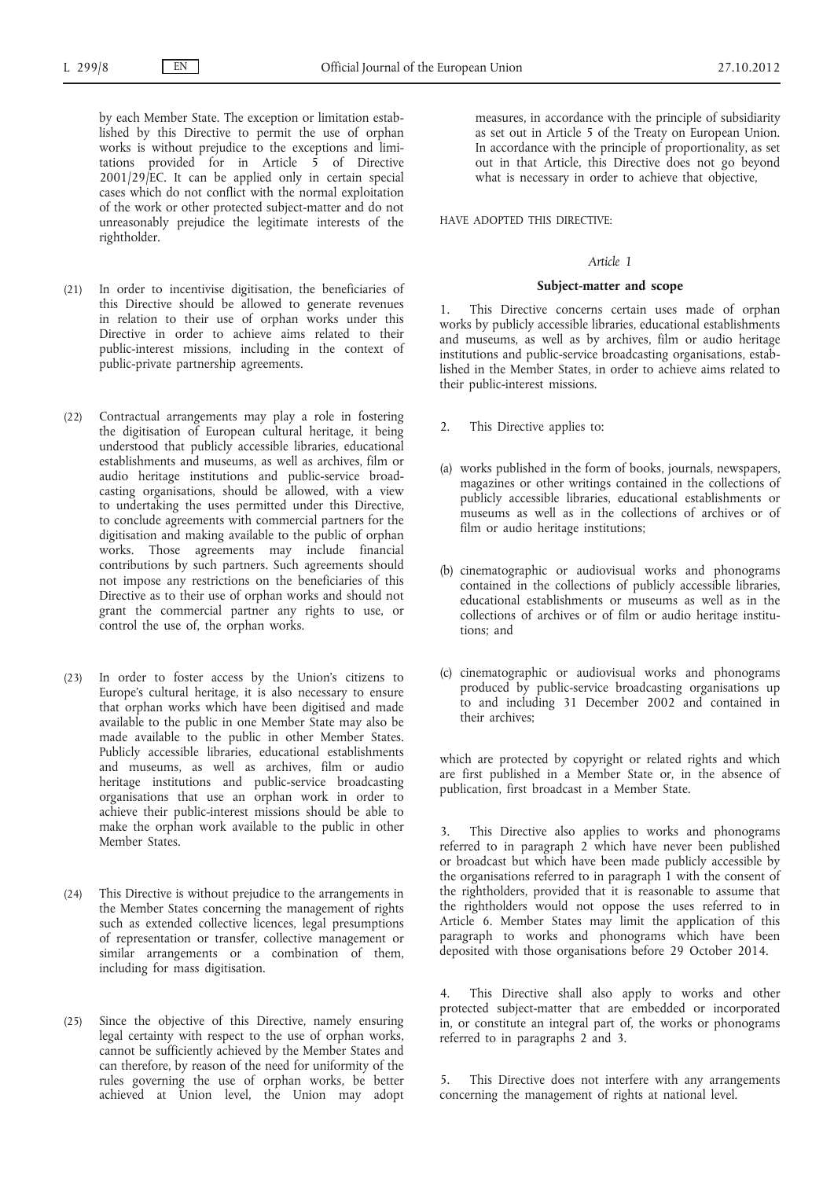by each Member State. The exception or limitation established by this Directive to permit the use of orphan works is without prejudice to the exceptions and limitations provided for in Article 5 of Directive 2001/29/EC. It can be applied only in certain special cases which do not conflict with the normal exploitation of the work or other protected subject-matter and do not unreasonably prejudice the legitimate interests of the rightholder.

(21) In order to incentivise digitisation, the beneficiaries of this Directive should be allowed to generate revenues in relation to their use of orphan works under this Directive in order to achieve aims related to their public-interest missions, including in the context of public-private partnership agreements.

(22) Contractual arrangements may play a role in fostering the digitisation of European cultural heritage, it being understood that publicly accessible libraries, educational establishments and museums, as well as archives, film or audio heritage institutions and public-service broadcasting organisations, should be allowed, with a view to undertaking the uses permitted under this Directive, to conclude agreements with commercial partners for the digitisation and making available to the public of orphan works. Those agreements may include financial contributions by such partners. Such agreements should not impose any restrictions on the beneficiaries of this Directive as to their use of orphan works and should not grant the commercial partner any rights to use, or control the use of, the orphan works.

(23) In order to foster access by the Union's citizens to Europe's cultural heritage, it is also necessary to ensure that orphan works which have been digitised and made available to the public in one Member State may also be made available to the public in other Member States. Publicly accessible libraries, educational establishments and museums, as well as archives, film or audio heritage institutions and public-service broadcasting organisations that use an orphan work in order to achieve their public-interest missions should be able to make the orphan work available to the public in other Member States.

(24) This Directive is without prejudice to the arrangements in the Member States concerning the management of rights such as extended collective licences, legal presumptions of representation or transfer, collective management or similar arrangements or a combination of them, including for mass digitisation.

(25) Since the objective of this Directive, namely ensuring legal certainty with respect to the use of orphan works, cannot be sufficiently achieved by the Member States and can therefore, by reason of the need for uniformity of the rules governing the use of orphan works, be better achieved at Union level, the Union may adopt measures, in accordance with the principle of subsidiarity as set out in Article 5 of the Treaty on European Union. In accordance with the principle of proportionality, as set out in that Article, this Directive does not go beyond what is necessary in order to achieve that objective,

HAVE ADOPTED THIS DIRECTIVE:

*Article 1*

**Subject-matter and scope**

1. This Directive concerns certain uses made of orphan works by publicly accessible libraries, educational establishments and museums, as well as by archives, film or audio heritage institutions and public-service broadcasting organisations, established in the Member States, in order to achieve aims related to their public-interest missions.

2. This Directive applies to:

(a) works published in the form of books, journals, newspapers, magazines or other writings contained in the collections of publicly accessible libraries, educational establishments or museums as well as in the collections of archives or of film or audio heritage institutions;

(b) cinematographic or audiovisual works and phonograms contained in the collections of publicly accessible libraries, educational establishments or museums as well as in the collections of archives or of film or audio heritage institutions; and

(c) cinematographic or audiovisual works and phonograms produced by public-service broadcasting organisations up to and including 31 December 2002 and contained in their archives;

which are protected by copyright or related rights and which are first published in a Member State or, in the absence of publication, first broadcast in a Member State.

3. This Directive also applies to works and phonograms referred to in paragraph 2 which have never been published or broadcast but which have been made publicly accessible by the organisations referred to in paragraph 1 with the consent of the rightholders, provided that it is reasonable to assume that the rightholders would not oppose the uses referred to in Article 6. Member States may limit the application of this paragraph to works and phonograms which have been deposited with those organisations before 29 October 2014.

4. This Directive shall also apply to works and other protected subject-matter that are embedded or incorporated in, or constitute an integral part of, the works or phonograms referred to in paragraphs 2 and 3.

5. This Directive does not interfere with any arrangements concerning the management of rights at national level.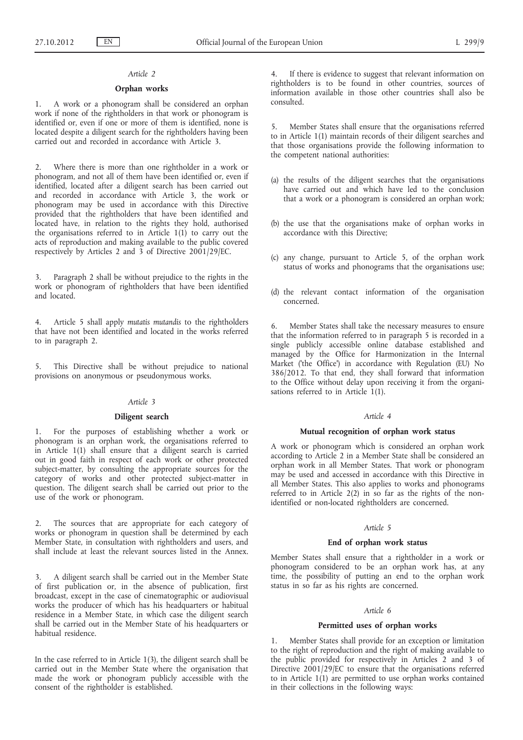*Article 2*

**Orphan works**

1. A work or a phonogram shall be considered an orphan work if none of the rightholders in that work or phonogram is identified or, even if one or more of them is identified, none is located despite a diligent search for the rightholders having been carried out and recorded in accordance with Article 3.

2. Where there is more than one rightholder in a work or phonogram, and not all of them have been identified or, even if identified, located after a diligent search has been carried out and recorded in accordance with Article 3, the work or phonogram may be used in accordance with this Directive provided that the rightholders that have been identified and located have, in relation to the rights they hold, authorised the organisations referred to in Article 1(1) to carry out the acts of reproduction and making available to the public covered respectively by Articles 2 and 3 of Directive 2001/29/EC.

3. Paragraph 2 shall be without prejudice to the rights in the work or phonogram of rightholders that have been identified and located.

4. Article 5 shall apply *mutatis mutandis* to the rightholders that have not been identified and located in the works referred to in paragraph 2.

5. This Directive shall be without prejudice to national provisions on anonymous or pseudonymous works.

*Article 3*

**Diligent search**

1. For the purposes of establishing whether a work or phonogram is an orphan work, the organisations referred to in Article 1(1) shall ensure that a diligent search is carried out in good faith in respect of each work or other protected subject-matter, by consulting the appropriate sources for the category of works and other protected subject-matter in question. The diligent search shall be carried out prior to the use of the work or phonogram.

2. The sources that are appropriate for each category of works or phonogram in question shall be determined by each Member State, in consultation with rightholders and users, and shall include at least the relevant sources listed in the Annex.

3. A diligent search shall be carried out in the Member State of first publication or, in the absence of publication, first broadcast, except in the case of cinematographic or audiovisual works the producer of which has his headquarters or habitual residence in a Member State, in which case the diligent search shall be carried out in the Member State of his headquarters or habitual residence.

In the case referred to in Article 1(3), the diligent search shall be carried out in the Member State where the organisation that made the work or phonogram publicly accessible with the consent of the rightholder is established.

4. If there is evidence to suggest that relevant information on rightholders is to be found in other countries, sources of information available in those other countries shall also be consulted.

5. Member States shall ensure that the organisations referred to in Article 1(1) maintain records of their diligent searches and that those organisations provide the following information to the competent national authorities:

(a) the results of the diligent searches that the organisations have carried out and which have led to the conclusion that a work or a phonogram is considered an orphan work;

(b) the use that the organisations make of orphan works in accordance with this Directive;

(c) any change, pursuant to Article 5, of the orphan work status of works and phonograms that the organisations use;

(d) the relevant contact information of the organisation concerned.

6. Member States shall take the necessary measures to ensure that the information referred to in paragraph 5 is recorded in a single publicly accessible online database established and managed by the Office for Harmonization in the Internal Market ('the Office') in accordance with Regulation (EU) No 386/2012. To that end, they shall forward that information to the Office without delay upon receiving it from the organisations referred to in Article 1(1).

*Article 4*

**Mutual recognition of orphan work status**

A work or phonogram which is considered an orphan work according to Article 2 in a Member State shall be considered an orphan work in all Member States. That work or phonogram may be used and accessed in accordance with this Directive in all Member States. This also applies to works and phonograms referred to in Article 2(2) in so far as the rights of the non-identified or non-located rightholders are concerned.

*Article 5*

**End of orphan work status**

Member States shall ensure that a rightholder in a work or phonogram considered to be an orphan work has, at any time, the possibility of putting an end to the orphan work status in so far as his rights are concerned.

*Article 6*

**Permitted uses of orphan works**

1. Member States shall provide for an exception or limitation to the right of reproduction and the right of making available to the public provided for respectively in Articles 2 and 3 of Directive 2001/29/EC to ensure that the organisations referred to in Article 1(1) are permitted to use orphan works contained in their collections in the following ways: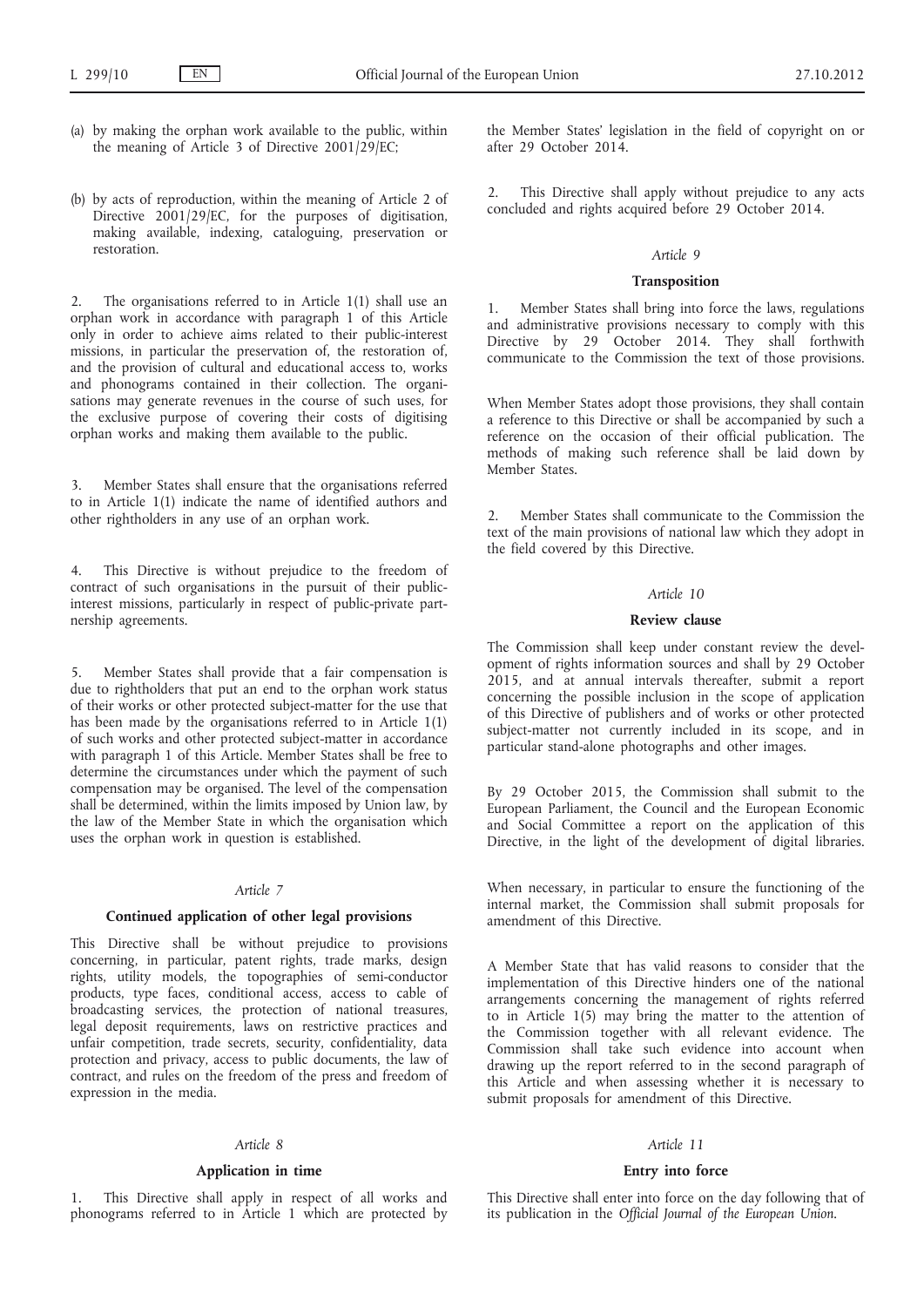(a) by making the orphan work available to the public, within the meaning of Article 3 of Directive 2001/29/EC;

(b) by acts of reproduction, within the meaning of Article 2 of Directive 2001/29/EC, for the purposes of digitisation, making available, indexing, cataloguing, preservation or restoration.

2. The organisations referred to in Article 1(1) shall use an orphan work in accordance with paragraph 1 of this Article only in order to achieve aims related to their public-interest missions, in particular the preservation of, the restoration of, and the provision of cultural and educational access to, works and phonograms contained in their collection. The organisations may generate revenues in the course of such uses, for the exclusive purpose of covering their costs of digitising orphan works and making them available to the public.

3. Member States shall ensure that the organisations referred to in Article 1(1) indicate the name of identified authors and other rightholders in any use of an orphan work.

4. This Directive is without prejudice to the freedom of contract of such organisations in the pursuit of their public-interest missions, particularly in respect of public-private partnership agreements.

5. Member States shall provide that a fair compensation is due to rightholders that put an end to the orphan work status of their works or other protected subject-matter for the use that has been made by the organisations referred to in Article 1(1) of such works and other protected subject-matter in accordance with paragraph 1 of this Article. Member States shall be free to determine the circumstances under which the payment of such compensation may be organised. The level of the compensation shall be determined, within the limits imposed by Union law, by the law of the Member State in which the organisation which uses the orphan work in question is established.

*Article 7*

**Continued application of other legal provisions**

This Directive shall be without prejudice to provisions concerning, in particular, patent rights, trade marks, design rights, utility models, the topographies of semi-conductor products, type faces, conditional access, access to cable of broadcasting services, the protection of national treasures, legal deposit requirements, laws on restrictive practices and unfair competition, trade secrets, security, confidentiality, data protection and privacy, access to public documents, the law of contract, and rules on the freedom of the press and freedom of expression in the media.

*Article 8*

**Application in time**

1. This Directive shall apply in respect of all works and phonograms referred to in Article 1 which are protected by the Member States' legislation in the field of copyright on or after 29 October 2014.

2. This Directive shall apply without prejudice to any acts concluded and rights acquired before 29 October 2014.

*Article 9*

**Transposition**

1. Member States shall bring into force the laws, regulations and administrative provisions necessary to comply with this Directive by 29 October 2014. They shall forthwith communicate to the Commission the text of those provisions.

When Member States adopt those provisions, they shall contain a reference to this Directive or shall be accompanied by such a reference on the occasion of their official publication. The methods of making such reference shall be laid down by Member States.

2. Member States shall communicate to the Commission the text of the main provisions of national law which they adopt in the field covered by this Directive.

*Article 10*

**Review clause**

The Commission shall keep under constant review the development of rights information sources and shall by 29 October 2015, and at annual intervals thereafter, submit a report concerning the possible inclusion in the scope of application of this Directive of publishers and of works or other protected subject-matter not currently included in its scope, and in particular stand-alone photographs and other images.

By 29 October 2015, the Commission shall submit to the European Parliament, the Council and the European Economic and Social Committee a report on the application of this Directive, in the light of the development of digital libraries.

When necessary, in particular to ensure the functioning of the internal market, the Commission shall submit proposals for amendment of this Directive.

A Member State that has valid reasons to consider that the implementation of this Directive hinders one of the national arrangements concerning the management of rights referred to in Article 1(5) may bring the matter to the attention of the Commission together with all relevant evidence. The Commission shall take such evidence into account when drawing up the report referred to in the second paragraph of this Article and when assessing whether it is necessary to submit proposals for amendment of this Directive.

*Article 11*

**Entry into force**

This Directive shall enter into force on the day following that of its publication in the *Official Journal of the European Union*.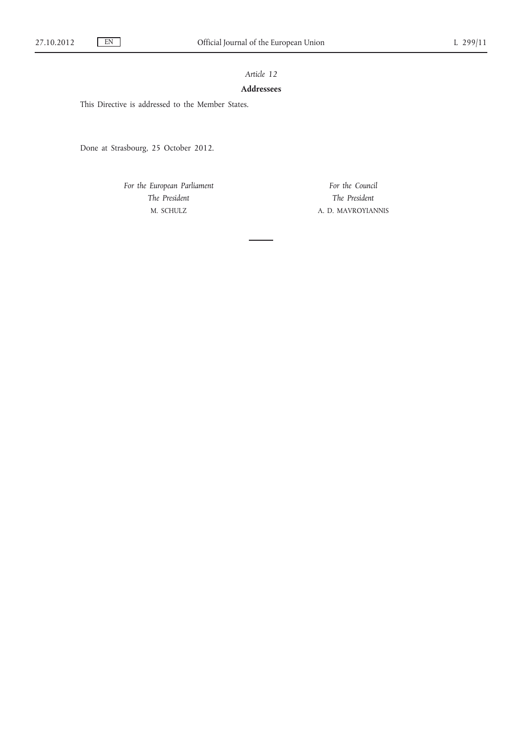*Article 12*

**Addressees**

This Directive is addressed to the Member States.

Done at Strasbourg, 25 October 2012.

*For the European Parliament*
*The President*
M. SCHULZ

*For the Council*
*The President*
A. D. MAVROYIANNIS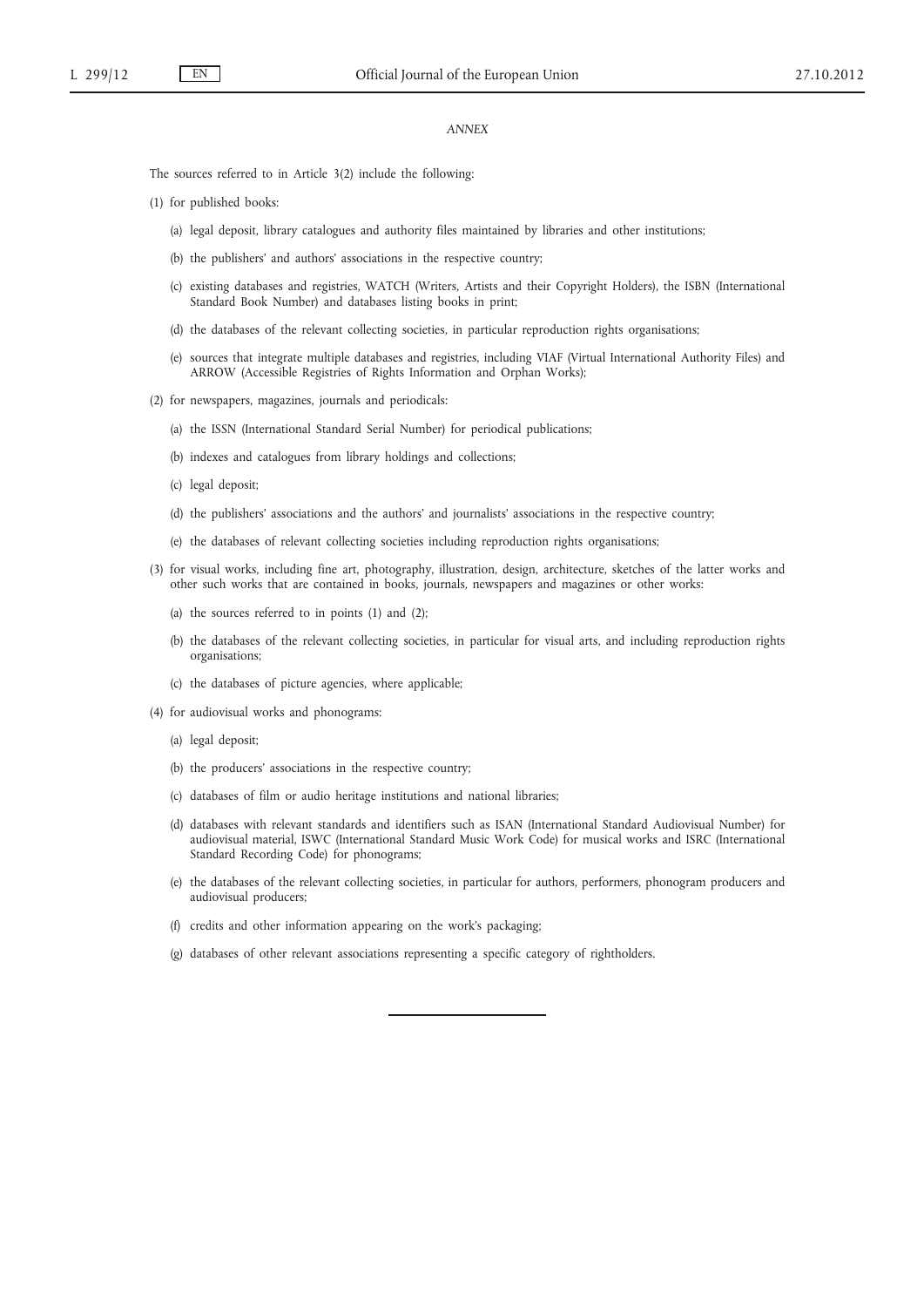*ANNEX*

The sources referred to in Article 3(2) include the following:

(1) for published books:

  (a) legal deposit, library catalogues and authority files maintained by libraries and other institutions;

  (b) the publishers' and authors' associations in the respective country;

  (c) existing databases and registries, WATCH (Writers, Artists and their Copyright Holders), the ISBN (International Standard Book Number) and databases listing books in print;

  (d) the databases of the relevant collecting societies, in particular reproduction rights organisations;

  (e) sources that integrate multiple databases and registries, including VIAF (Virtual International Authority Files) and ARROW (Accessible Registries of Rights Information and Orphan Works);

(2) for newspapers, magazines, journals and periodicals:

  (a) the ISSN (International Standard Serial Number) for periodical publications;

  (b) indexes and catalogues from library holdings and collections;

  (c) legal deposit;

  (d) the publishers' associations and the authors' and journalists' associations in the respective country;

  (e) the databases of relevant collecting societies including reproduction rights organisations;

(3) for visual works, including fine art, photography, illustration, design, architecture, sketches of the latter works and other such works that are contained in books, journals, newspapers and magazines or other works:

  (a) the sources referred to in points (1) and (2);

  (b) the databases of the relevant collecting societies, in particular for visual arts, and including reproduction rights organisations;

  (c) the databases of picture agencies, where applicable;

(4) for audiovisual works and phonograms:

  (a) legal deposit;

  (b) the producers' associations in the respective country;

  (c) databases of film or audio heritage institutions and national libraries;

  (d) databases with relevant standards and identifiers such as ISAN (International Standard Audiovisual Number) for audiovisual material, ISWC (International Standard Music Work Code) for musical works and ISRC (International Standard Recording Code) for phonograms;

  (e) the databases of the relevant collecting societies, in particular for authors, performers, phonogram producers and audiovisual producers;

  (f) credits and other information appearing on the work's packaging;

  (g) databases of other relevant associations representing a specific category of rightholders.